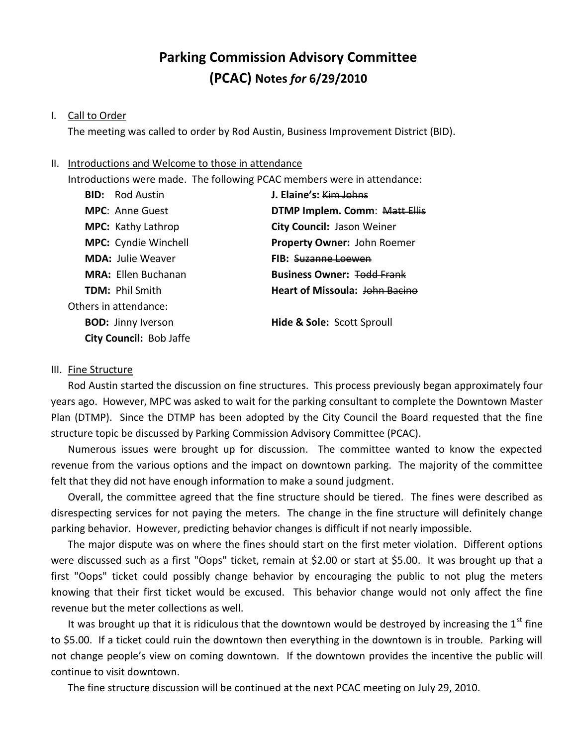# Parking Commission Advisory Committee (PCAC) Notes *for* 6/29/2010

I. Call to Order

The meeting was called to order by Rod Austin, Business Improvement District (BID).

II. Introductions and Welcome to those in attendance

Introductions were made. The following PCAC members were in attendance:

| | |
|---|---|
| **BID:** Rod Austin | **J. Elaine's:** ~~Kim Johns~~ |
| **MPC**: Anne Guest | **DTMP Implem. Comm**: ~~Matt Ellis~~ |
| **MPC:** Kathy Lathrop | **City Council:** Jason Weiner |
| **MPC:** Cyndie Winchell | **Property Owner:** John Roemer |
| **MDA:** Julie Weaver | **FIB:** ~~Suzanne Loewen~~ |
| **MRA:** Ellen Buchanan | **Business Owner:** ~~Todd Frank~~ |
| **TDM:** Phil Smith | **Heart of Missoula:** ~~John Bacino~~ |

Others in attendance:

| | |
|---|---|
| **BOD:** Jinny Iverson | **Hide & Sole:** Scott Sproull |
| **City Council:** Bob Jaffe | |

III. Fine Structure

Rod Austin started the discussion on fine structures. This process previously began approximately four years ago. However, MPC was asked to wait for the parking consultant to complete the Downtown Master Plan (DTMP). Since the DTMP has been adopted by the City Council the Board requested that the fine structure topic be discussed by Parking Commission Advisory Committee (PCAC).

Numerous issues were brought up for discussion. The committee wanted to know the expected revenue from the various options and the impact on downtown parking. The majority of the committee felt that they did not have enough information to make a sound judgment.

Overall, the committee agreed that the fine structure should be tiered. The fines were described as disrespecting services for not paying the meters. The change in the fine structure will definitely change parking behavior. However, predicting behavior changes is difficult if not nearly impossible.

The major dispute was on where the fines should start on the first meter violation. Different options were discussed such as a first "Oops" ticket, remain at $2.00 or start at $5.00. It was brought up that a first "Oops" ticket could possibly change behavior by encouraging the public to not plug the meters knowing that their first ticket would be excused. This behavior change would not only affect the fine revenue but the meter collections as well.

It was brought up that it is ridiculous that the downtown would be destroyed by increasing the 1st fine to $5.00. If a ticket could ruin the downtown then everything in the downtown is in trouble. Parking will not change people's view on coming downtown. If the downtown provides the incentive the public will continue to visit downtown.

The fine structure discussion will be continued at the next PCAC meeting on July 29, 2010.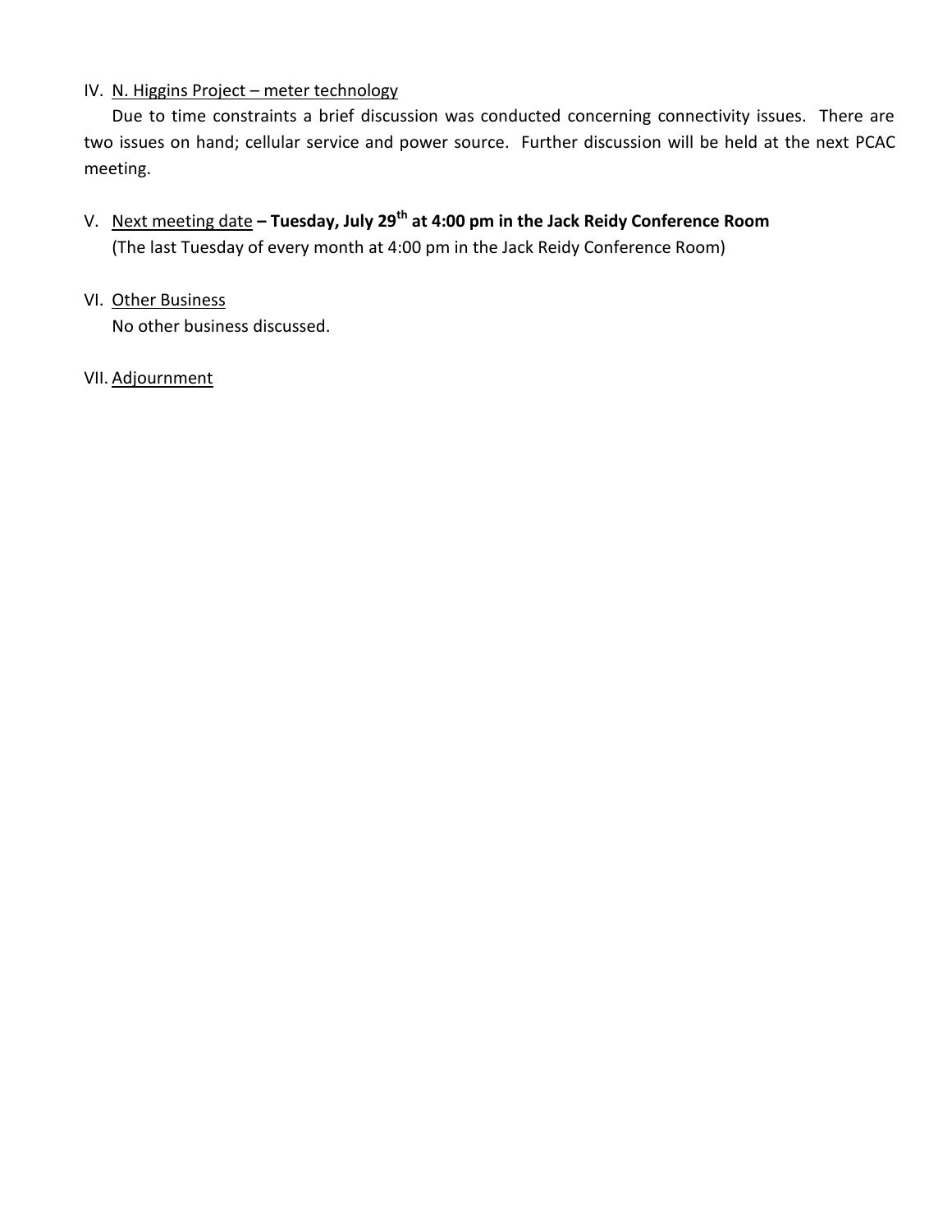IV. N. Higgins Project – meter technology

Due to time constraints a brief discussion was conducted concerning connectivity issues. There are two issues on hand; cellular service and power source. Further discussion will be held at the next PCAC meeting.

V. Next meeting date **– Tuesday, July 29th at 4:00 pm in the Jack Reidy Conference Room**

(The last Tuesday of every month at 4:00 pm in the Jack Reidy Conference Room)

VI. Other Business

No other business discussed.

VII. Adjournment